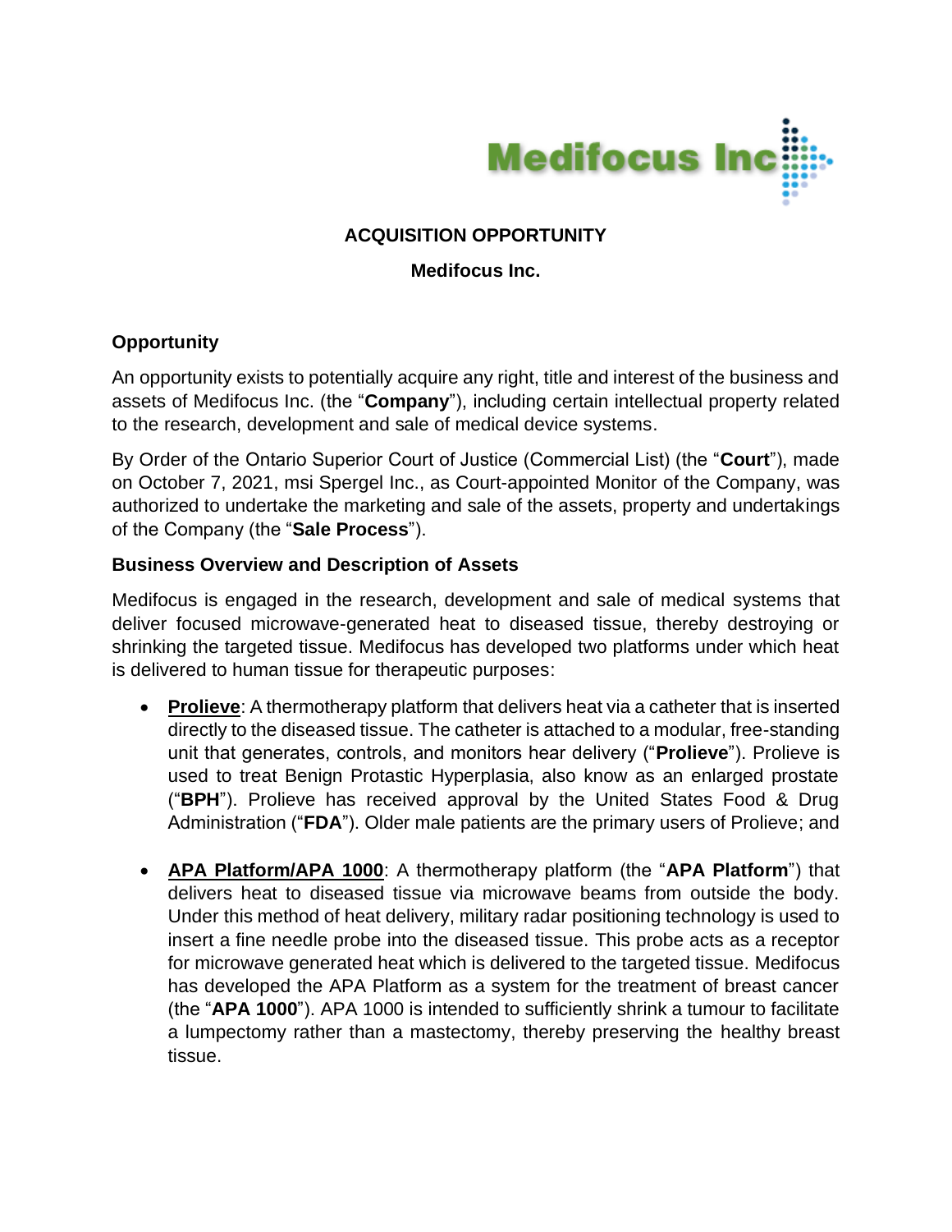Medifocus Inc

**ACQUISITION OPPORTUNITY**

**Medifocus Inc.**

## Opportunity

An opportunity exists to potentially acquire any right, title and interest of the business and assets of Medifocus Inc. (the "**Company**"), including certain intellectual property related to the research, development and sale of medical device systems.

By Order of the Ontario Superior Court of Justice (Commercial List) (the "**Court**"), made on October 7, 2021, msi Spergel Inc., as Court-appointed Monitor of the Company, was authorized to undertake the marketing and sale of the assets, property and undertakings of the Company (the "**Sale Process**").

## Business Overview and Description of Assets

Medifocus is engaged in the research, development and sale of medical systems that deliver focused microwave-generated heat to diseased tissue, thereby destroying or shrinking the targeted tissue. Medifocus has developed two platforms under which heat is delivered to human tissue for therapeutic purposes:

- **Prolieve**: A thermotherapy platform that delivers heat via a catheter that is inserted directly to the diseased tissue. The catheter is attached to a modular, free-standing unit that generates, controls, and monitors hear delivery ("**Prolieve**"). Prolieve is used to treat Benign Protastic Hyperplasia, also know as an enlarged prostate ("**BPH**"). Prolieve has received approval by the United States Food & Drug Administration ("**FDA**"). Older male patients are the primary users of Prolieve; and

- **APA Platform/APA 1000**: A thermotherapy platform (the "**APA Platform**") that delivers heat to diseased tissue via microwave beams from outside the body. Under this method of heat delivery, military radar positioning technology is used to insert a fine needle probe into the diseased tissue. This probe acts as a receptor for microwave generated heat which is delivered to the targeted tissue. Medifocus has developed the APA Platform as a system for the treatment of breast cancer (the "**APA 1000**"). APA 1000 is intended to sufficiently shrink a tumour to facilitate a lumpectomy rather than a mastectomy, thereby preserving the healthy breast tissue.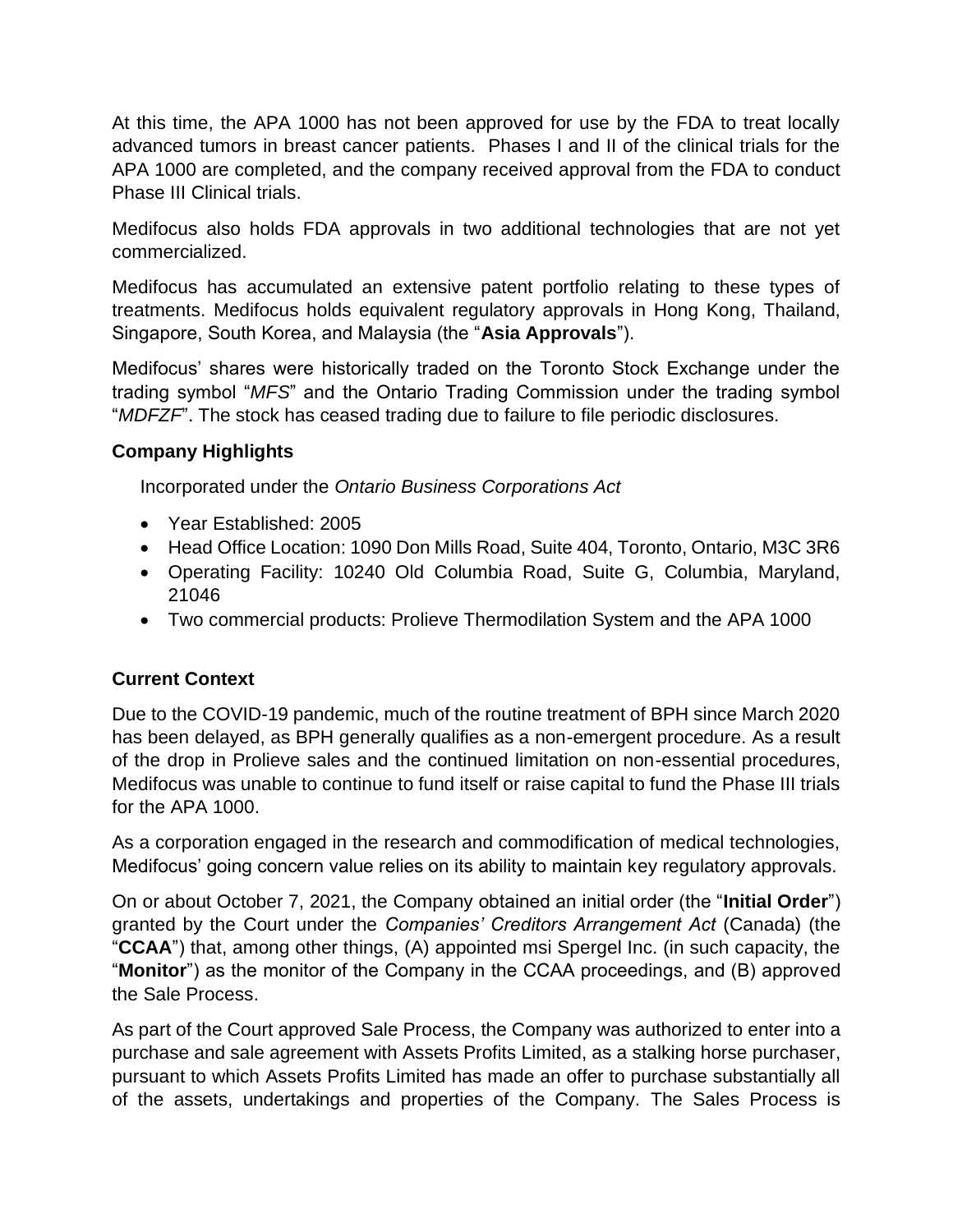At this time, the APA 1000 has not been approved for use by the FDA to treat locally advanced tumors in breast cancer patients. Phases I and II of the clinical trials for the APA 1000 are completed, and the company received approval from the FDA to conduct Phase III Clinical trials.

Medifocus also holds FDA approvals in two additional technologies that are not yet commercialized.

Medifocus has accumulated an extensive patent portfolio relating to these types of treatments. Medifocus holds equivalent regulatory approvals in Hong Kong, Thailand, Singapore, South Korea, and Malaysia (the "**Asia Approvals**").

Medifocus' shares were historically traded on the Toronto Stock Exchange under the trading symbol "*MFS*" and the Ontario Trading Commission under the trading symbol "*MDFZF*". The stock has ceased trading due to failure to file periodic disclosures.

### Company Highlights

Incorporated under the *Ontario Business Corporations Act*

- Year Established: 2005
- Head Office Location: 1090 Don Mills Road, Suite 404, Toronto, Ontario, M3C 3R6
- Operating Facility: 10240 Old Columbia Road, Suite G, Columbia, Maryland, 21046
- Two commercial products: Prolieve Thermodilation System and the APA 1000

### Current Context

Due to the COVID-19 pandemic, much of the routine treatment of BPH since March 2020 has been delayed, as BPH generally qualifies as a non-emergent procedure. As a result of the drop in Prolieve sales and the continued limitation on non-essential procedures, Medifocus was unable to continue to fund itself or raise capital to fund the Phase III trials for the APA 1000.

As a corporation engaged in the research and commodification of medical technologies, Medifocus' going concern value relies on its ability to maintain key regulatory approvals.

On or about October 7, 2021, the Company obtained an initial order (the "**Initial Order**") granted by the Court under the *Companies' Creditors Arrangement Act* (Canada) (the "**CCAA**") that, among other things, (A) appointed msi Spergel Inc. (in such capacity, the "**Monitor**") as the monitor of the Company in the CCAA proceedings, and (B) approved the Sale Process.

As part of the Court approved Sale Process, the Company was authorized to enter into a purchase and sale agreement with Assets Profits Limited, as a stalking horse purchaser, pursuant to which Assets Profits Limited has made an offer to purchase substantially all of the assets, undertakings and properties of the Company. The Sales Process is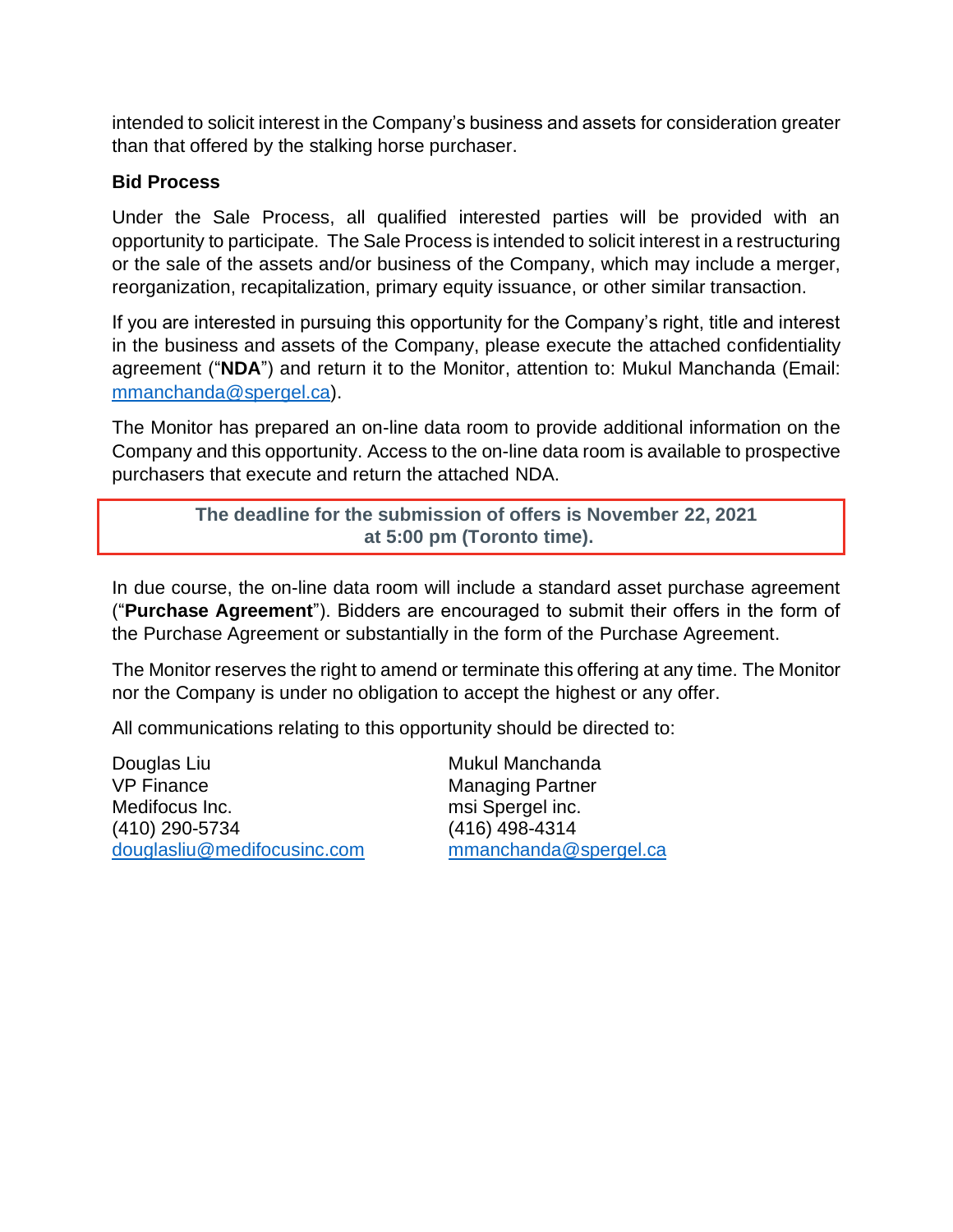intended to solicit interest in the Company's business and assets for consideration greater than that offered by the stalking horse purchaser.

**Bid Process**

Under the Sale Process, all qualified interested parties will be provided with an opportunity to participate. The Sale Process is intended to solicit interest in a restructuring or the sale of the assets and/or business of the Company, which may include a merger, reorganization, recapitalization, primary equity issuance, or other similar transaction.

If you are interested in pursuing this opportunity for the Company's right, title and interest in the business and assets of the Company, please execute the attached confidentiality agreement ("**NDA**") and return it to the Monitor, attention to: Mukul Manchanda (Email: mmanchanda@spergel.ca).

The Monitor has prepared an on-line data room to provide additional information on the Company and this opportunity. Access to the on-line data room is available to prospective purchasers that execute and return the attached NDA.

**The deadline for the submission of offers is November 22, 2021 at 5:00 pm (Toronto time).**

In due course, the on-line data room will include a standard asset purchase agreement ("**Purchase Agreement**"). Bidders are encouraged to submit their offers in the form of the Purchase Agreement or substantially in the form of the Purchase Agreement.

The Monitor reserves the right to amend or terminate this offering at any time. The Monitor nor the Company is under no obligation to accept the highest or any offer.

All communications relating to this opportunity should be directed to:

Douglas Liu
VP Finance
Medifocus Inc.
(410) 290-5734
douglasliu@medifocusinc.com

Mukul Manchanda
Managing Partner
msi Spergel inc.
(416) 498-4314
mmanchanda@spergel.ca